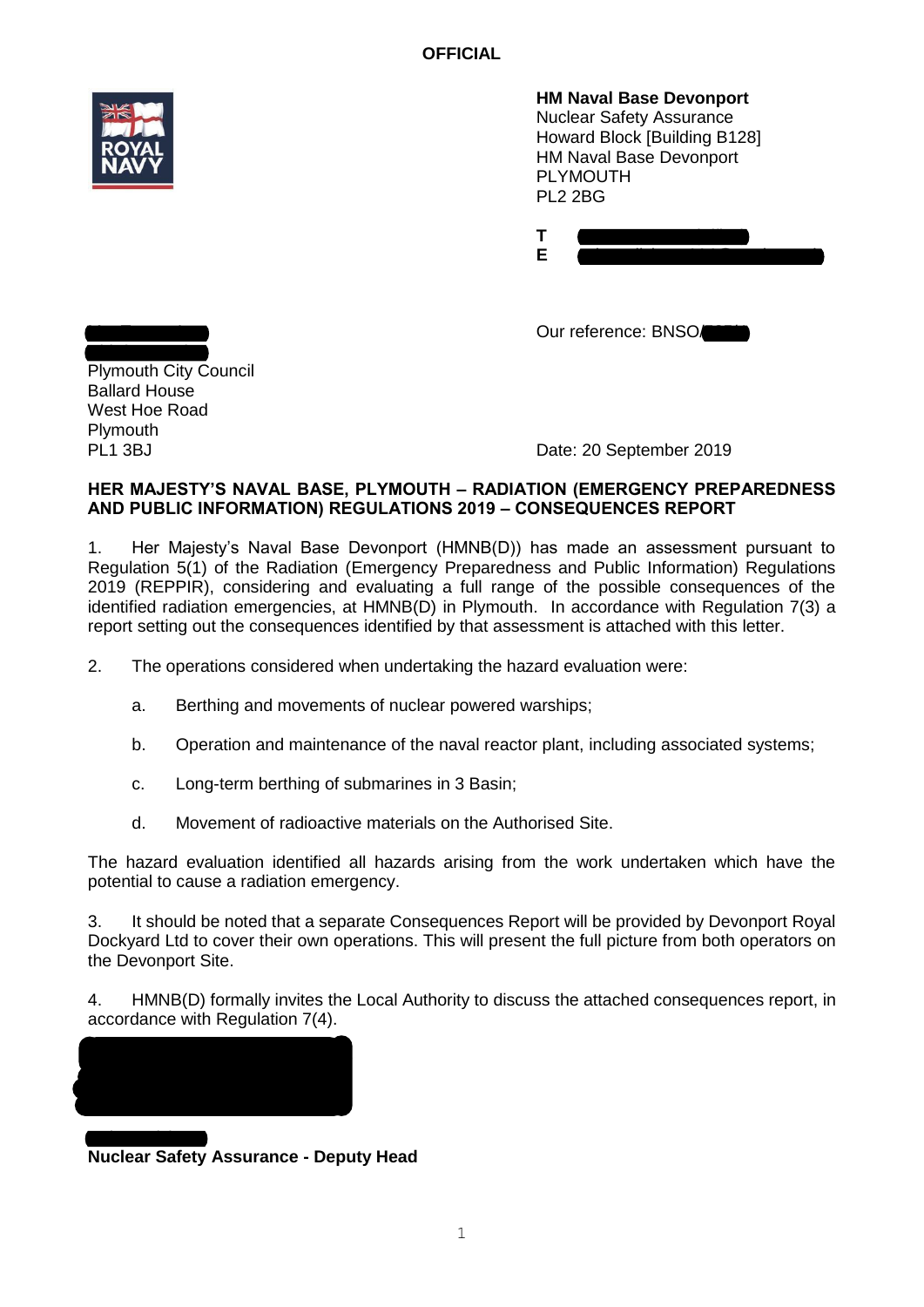**OFFICIAL**

**HM Naval Base Devonport**
Nuclear Safety Assurance
Howard Block [Building B128]
HM Naval Base Devonport
PLYMOUTH
PL2 2BG

**T**
**E**

Our reference: BNSO/

Plymouth City Council
Ballard House
West Hoe Road
Plymouth
PL1 3BJ

Date: 20 September 2019

**HER MAJESTY'S NAVAL BASE, PLYMOUTH – RADIATION (EMERGENCY PREPAREDNESS AND PUBLIC INFORMATION) REGULATIONS 2019 – CONSEQUENCES REPORT**

1. Her Majesty's Naval Base Devonport (HMNB(D)) has made an assessment pursuant to Regulation 5(1) of the Radiation (Emergency Preparedness and Public Information) Regulations 2019 (REPPIR), considering and evaluating a full range of the possible consequences of the identified radiation emergencies, at HMNB(D) in Plymouth. In accordance with Regulation 7(3) a report setting out the consequences identified by that assessment is attached with this letter.

2. The operations considered when undertaking the hazard evaluation were:

   a. Berthing and movements of nuclear powered warships;

   b. Operation and maintenance of the naval reactor plant, including associated systems;

   c. Long-term berthing of submarines in 3 Basin;

   d. Movement of radioactive materials on the Authorised Site.

The hazard evaluation identified all hazards arising from the work undertaken which have the potential to cause a radiation emergency.

3. It should be noted that a separate Consequences Report will be provided by Devonport Royal Dockyard Ltd to cover their own operations. This will present the full picture from both operators on the Devonport Site.

4. HMNB(D) formally invites the Local Authority to discuss the attached consequences report, in accordance with Regulation 7(4).

**Nuclear Safety Assurance - Deputy Head**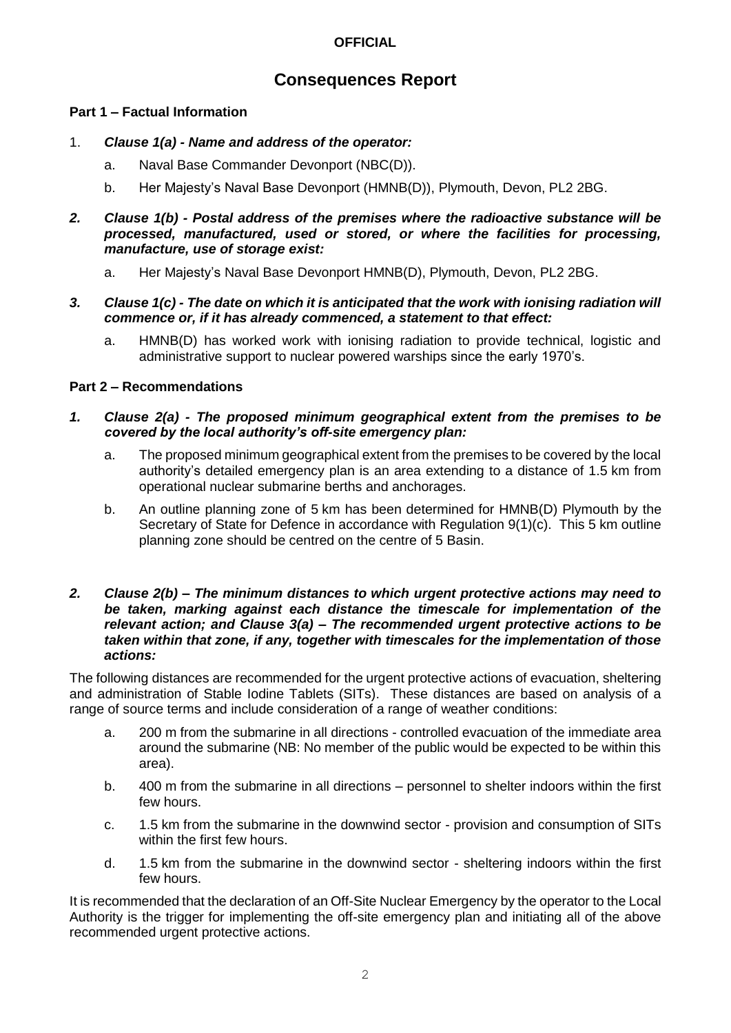**OFFICIAL**

# Consequences Report

## Part 1 – Factual Information

1. ***Clause 1(a) - Name and address of the operator:***

   a. Naval Base Commander Devonport (NBC(D)).

   b. Her Majesty's Naval Base Devonport (HMNB(D)), Plymouth, Devon, PL2 2BG.

2. ***Clause 1(b) - Postal address of the premises where the radioactive substance will be processed, manufactured, used or stored, or where the facilities for processing, manufacture, use of storage exist:***

   a. Her Majesty's Naval Base Devonport HMNB(D), Plymouth, Devon, PL2 2BG.

3. ***Clause 1(c) - The date on which it is anticipated that the work with ionising radiation will commence or, if it has already commenced, a statement to that effect:***

   a. HMNB(D) has worked work with ionising radiation to provide technical, logistic and administrative support to nuclear powered warships since the early 1970's.

## Part 2 – Recommendations

1. ***Clause 2(a) - The proposed minimum geographical extent from the premises to be covered by the local authority's off-site emergency plan:***

   a. The proposed minimum geographical extent from the premises to be covered by the local authority's detailed emergency plan is an area extending to a distance of 1.5 km from operational nuclear submarine berths and anchorages.

   b. An outline planning zone of 5 km has been determined for HMNB(D) Plymouth by the Secretary of State for Defence in accordance with Regulation 9(1)(c). This 5 km outline planning zone should be centred on the centre of 5 Basin.

2. ***Clause 2(b) – The minimum distances to which urgent protective actions may need to be taken, marking against each distance the timescale for implementation of the relevant action; and Clause 3(a) – The recommended urgent protective actions to be taken within that zone, if any, together with timescales for the implementation of those actions:***

The following distances are recommended for the urgent protective actions of evacuation, sheltering and administration of Stable Iodine Tablets (SITs). These distances are based on analysis of a range of source terms and include consideration of a range of weather conditions:

   a. 200 m from the submarine in all directions - controlled evacuation of the immediate area around the submarine (NB: No member of the public would be expected to be within this area).

   b. 400 m from the submarine in all directions – personnel to shelter indoors within the first few hours.

   c. 1.5 km from the submarine in the downwind sector - provision and consumption of SITs within the first few hours.

   d. 1.5 km from the submarine in the downwind sector - sheltering indoors within the first few hours.

It is recommended that the declaration of an Off-Site Nuclear Emergency by the operator to the Local Authority is the trigger for implementing the off-site emergency plan and initiating all of the above recommended urgent protective actions.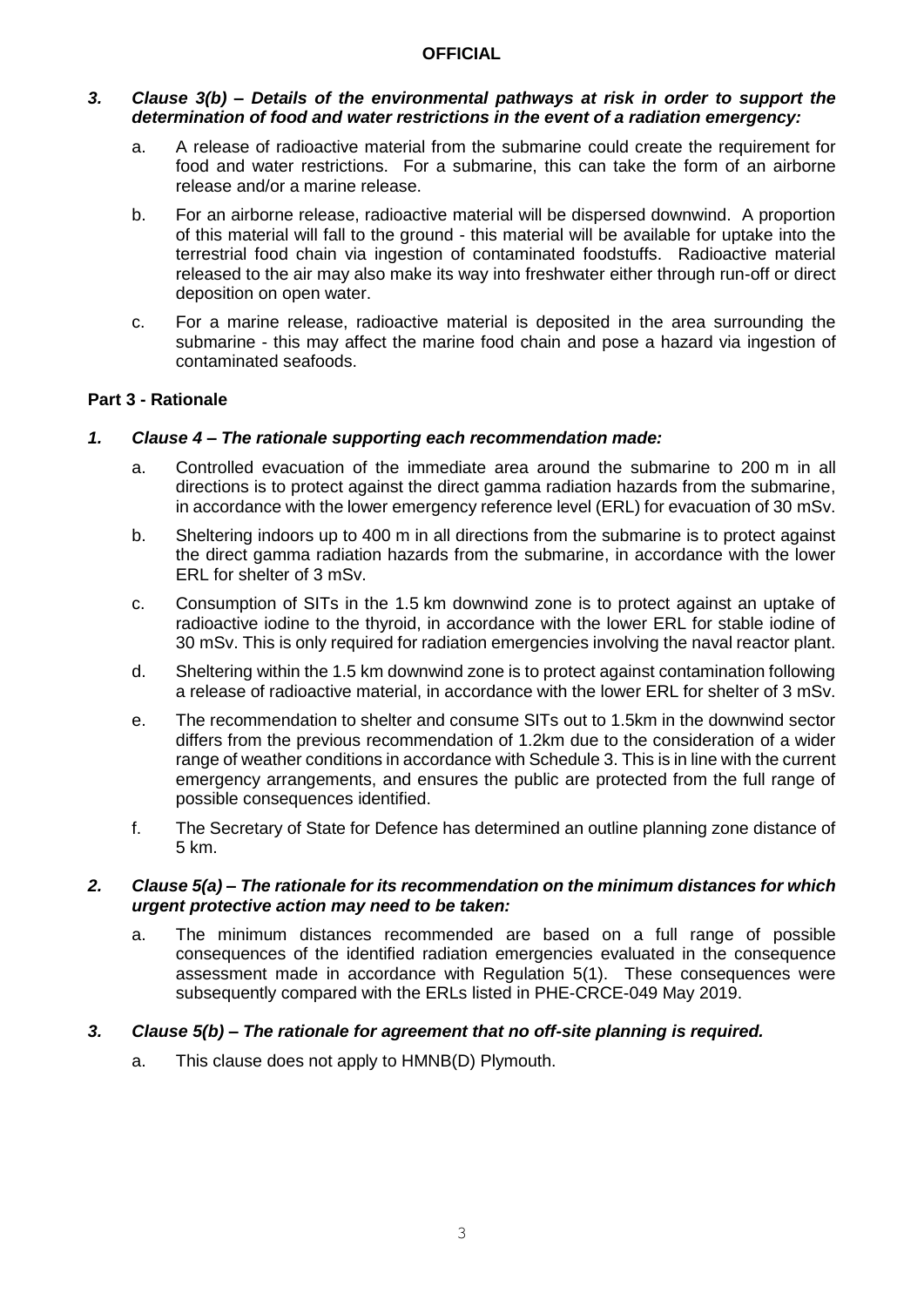***3. Clause 3(b) – Details of the environmental pathways at risk in order to support the determination of food and water restrictions in the event of a radiation emergency:***

a. A release of radioactive material from the submarine could create the requirement for food and water restrictions. For a submarine, this can take the form of an airborne release and/or a marine release.

b. For an airborne release, radioactive material will be dispersed downwind. A proportion of this material will fall to the ground - this material will be available for uptake into the terrestrial food chain via ingestion of contaminated foodstuffs. Radioactive material released to the air may also make its way into freshwater either through run-off or direct deposition on open water.

c. For a marine release, radioactive material is deposited in the area surrounding the submarine - this may affect the marine food chain and pose a hazard via ingestion of contaminated seafoods.

## Part 3 - Rationale

***1. Clause 4 – The rationale supporting each recommendation made:***

a. Controlled evacuation of the immediate area around the submarine to 200 m in all directions is to protect against the direct gamma radiation hazards from the submarine, in accordance with the lower emergency reference level (ERL) for evacuation of 30 mSv.

b. Sheltering indoors up to 400 m in all directions from the submarine is to protect against the direct gamma radiation hazards from the submarine, in accordance with the lower ERL for shelter of 3 mSv.

c. Consumption of SITs in the 1.5 km downwind zone is to protect against an uptake of radioactive iodine to the thyroid, in accordance with the lower ERL for stable iodine of 30 mSv. This is only required for radiation emergencies involving the naval reactor plant.

d. Sheltering within the 1.5 km downwind zone is to protect against contamination following a release of radioactive material, in accordance with the lower ERL for shelter of 3 mSv.

e. The recommendation to shelter and consume SITs out to 1.5km in the downwind sector differs from the previous recommendation of 1.2km due to the consideration of a wider range of weather conditions in accordance with Schedule 3. This is in line with the current emergency arrangements, and ensures the public are protected from the full range of possible consequences identified.

f. The Secretary of State for Defence has determined an outline planning zone distance of 5 km.

***2. Clause 5(a) – The rationale for its recommendation on the minimum distances for which urgent protective action may need to be taken:***

a. The minimum distances recommended are based on a full range of possible consequences of the identified radiation emergencies evaluated in the consequence assessment made in accordance with Regulation 5(1). These consequences were subsequently compared with the ERLs listed in PHE-CRCE-049 May 2019.

***3. Clause 5(b) – The rationale for agreement that no off-site planning is required.***

a. This clause does not apply to HMNB(D) Plymouth.